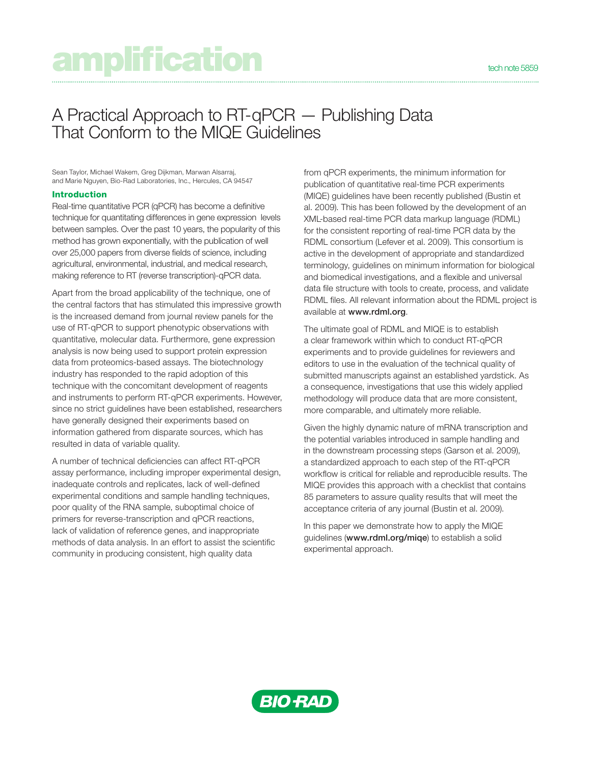# A Practical Approach to RT-qPCR — Publishing Data That Conform to the MIQE Guidelines

Sean Taylor, Michael Wakem, Greg Dijkman, Marwan Alsarraj, and Marie Nguyen, Bio-Rad Laboratories, Inc., Hercules, CA 94547

## Introduction

Real-time quantitative PCR (qPCR) has become a definitive technique for quantitating differences in gene expression levels between samples. Over the past 10 years, the popularity of this method has grown exponentially, with the publication of well over 25,000 papers from diverse fields of science, including agricultural, environmental, industrial, and medical research, making reference to RT (reverse transcription)-qPCR data.

Apart from the broad applicability of the technique, one of the central factors that has stimulated this impressive growth is the increased demand from journal review panels for the use of RT-qPCR to support phenotypic observations with quantitative, molecular data. Furthermore, gene expression analysis is now being used to support protein expression data from proteomics-based assays. The biotechnology industry has responded to the rapid adoption of this technique with the concomitant development of reagents and instruments to perform RT-qPCR experiments. However, since no strict guidelines have been established, researchers have generally designed their experiments based on information gathered from disparate sources, which has resulted in data of variable quality.

A number of technical deficiencies can affect RT-qPCR assay performance, including improper experimental design, inadequate controls and replicates, lack of well-defined experimental conditions and sample handling techniques, poor quality of the RNA sample, suboptimal choice of primers for reverse-transcription and qPCR reactions, lack of validation of reference genes, and inappropriate methods of data analysis. In an effort to assist the scientific community in producing consistent, high quality data from qPCR experiments, the minimum information for publication of quantitative real-time PCR experiments (MIQE) guidelines have been recently published (Bustin et al. 2009). This has been followed by the development of an XML-based real-time PCR data markup language (RDML) for the consistent reporting of real-time PCR data by the RDML consortium (Lefever et al. 2009). This consortium is active in the development of appropriate and standardized terminology, guidelines on minimum information for biological and biomedical investigations, and a flexible and universal data file structure with tools to create, process, and validate RDML files. All relevant information about the RDML project is available at **www.rdml.org**.

The ultimate goal of RDML and MIQE is to establish a clear framework within which to conduct RT-qPCR experiments and to provide guidelines for reviewers and editors to use in the evaluation of the technical quality of submitted manuscripts against an established yardstick. As a consequence, investigations that use this widely applied methodology will produce data that are more consistent, more comparable, and ultimately more reliable.

Given the highly dynamic nature of mRNA transcription and the potential variables introduced in sample handling and in the downstream processing steps (Garson et al. 2009), a standardized approach to each step of the RT-qPCR workflow is critical for reliable and reproducible results. The MIQE provides this approach with a checklist that contains 85 parameters to assure quality results that will meet the acceptance criteria of any journal (Bustin et al. 2009).

In this paper we demonstrate how to apply the MIQE guidelines (**www.rdml.org/miqe**) to establish a solid experimental approach.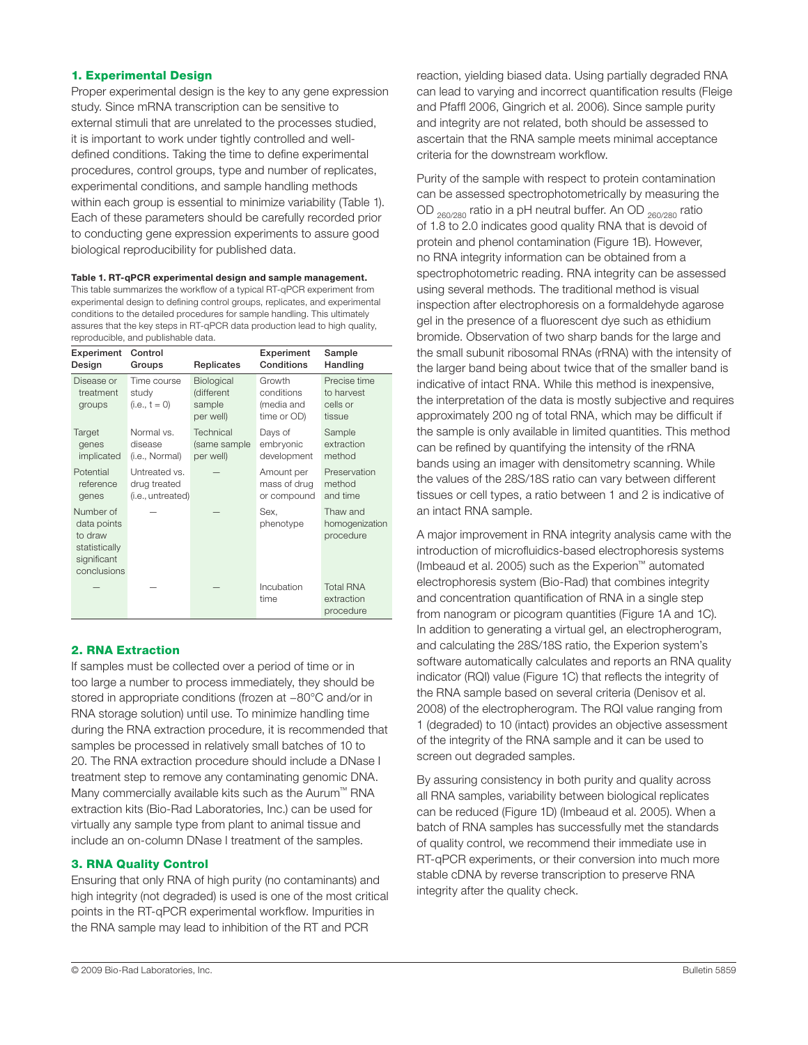## 1. Experimental Design

Proper experimental design is the key to any gene expression study. Since mRNA transcription can be sensitive to external stimuli that are unrelated to the processes studied, it is important to work under tightly controlled and well-defined conditions. Taking the time to define experimental procedures, control groups, type and number of replicates, experimental conditions, and sample handling methods within each group is essential to minimize variability (Table 1). Each of these parameters should be carefully recorded prior to conducting gene expression experiments to assure good biological reproducibility for published data.

**Table 1. RT-qPCR experimental design and sample management.** This table summarizes the workflow of a typical RT-qPCR experiment from experimental design to defining control groups, replicates, and experimental conditions to the detailed procedures for sample handling. This ultimately assures that the key steps in RT-qPCR data production lead to high quality, reproducible, and publishable data.

| Experiment Design | Control Groups | Replicates | Experiment Conditions | Sample Handling |
|---|---|---|---|---|
| Disease or treatment groups | Time course study (i.e., t = 0) | Biological (different sample per well) | Growth conditions (media and time or OD) | Precise time to harvest cells or tissue |
| Target genes implicated | Normal vs. disease (i.e., Normal) | Technical (same sample per well) | Days of embryonic development | Sample extraction method |
| Potential reference genes | Untreated vs. drug treated (i.e., untreated) | — | Amount per mass of drug or compound | Preservation method and time |
| Number of data points to draw statistically significant conclusions | — | — | Sex, phenotype | Thaw and homogenization procedure |
| — | — | — | Incubation time | Total RNA extraction procedure |

## 2. RNA Extraction

If samples must be collected over a period of time or in too large a number to process immediately, they should be stored in appropriate conditions (frozen at –80°C and/or in RNA storage solution) until use. To minimize handling time during the RNA extraction procedure, it is recommended that samples be processed in relatively small batches of 10 to 20. The RNA extraction procedure should include a DNase I treatment step to remove any contaminating genomic DNA. Many commercially available kits such as the Aurum™ RNA extraction kits (Bio-Rad Laboratories, Inc.) can be used for virtually any sample type from plant to animal tissue and include an on-column DNase I treatment of the samples.

## 3. RNA Quality Control

Ensuring that only RNA of high purity (no contaminants) and high integrity (not degraded) is used is one of the most critical points in the RT-qPCR experimental workflow. Impurities in the RNA sample may lead to inhibition of the RT and PCR reaction, yielding biased data. Using partially degraded RNA can lead to varying and incorrect quantification results (Fleige and Pfaffl 2006, Gingrich et al. 2006). Since sample purity and integrity are not related, both should be assessed to ascertain that the RNA sample meets minimal acceptance criteria for the downstream workflow.

Purity of the sample with respect to protein contamination can be assessed spectrophotometrically by measuring the $OD_{260/280}$ ratio in a pH neutral buffer. An $OD_{260/280}$ ratio of 1.8 to 2.0 indicates good quality RNA that is devoid of protein and phenol contamination (Figure 1B). However, no RNA integrity information can be obtained from a spectrophotometric reading. RNA integrity can be assessed using several methods. The traditional method is visual inspection after electrophoresis on a formaldehyde agarose gel in the presence of a fluorescent dye such as ethidium bromide. Observation of two sharp bands for the large and the small subunit ribosomal RNAs (rRNA) with the intensity of the larger band being about twice that of the smaller band is indicative of intact RNA. While this method is inexpensive, the interpretation of the data is mostly subjective and requires approximately 200 ng of total RNA, which may be difficult if the sample is only available in limited quantities. This method can be refined by quantifying the intensity of the rRNA bands using an imager with densitometry scanning. While the values of the 28S/18S ratio can vary between different tissues or cell types, a ratio between 1 and 2 is indicative of an intact RNA sample.

A major improvement in RNA integrity analysis came with the introduction of microfluidics-based electrophoresis systems (Imbeaud et al. 2005) such as the Experion™ automated electrophoresis system (Bio-Rad) that combines integrity and concentration quantification of RNA in a single step from nanogram or picogram quantities (Figure 1A and 1C). In addition to generating a virtual gel, an electropherogram, and calculating the 28S/18S ratio, the Experion system's software automatically calculates and reports an RNA quality indicator (RQI) value (Figure 1C) that reflects the integrity of the RNA sample based on several criteria (Denisov et al. 2008) of the electropherogram. The RQI value ranging from 1 (degraded) to 10 (intact) provides an objective assessment of the integrity of the RNA sample and it can be used to screen out degraded samples.

By assuring consistency in both purity and quality across all RNA samples, variability between biological replicates can be reduced (Figure 1D) (Imbeaud et al. 2005). When a batch of RNA samples has successfully met the standards of quality control, we recommend their immediate use in RT-qPCR experiments, or their conversion into much more stable cDNA by reverse transcription to preserve RNA integrity after the quality check.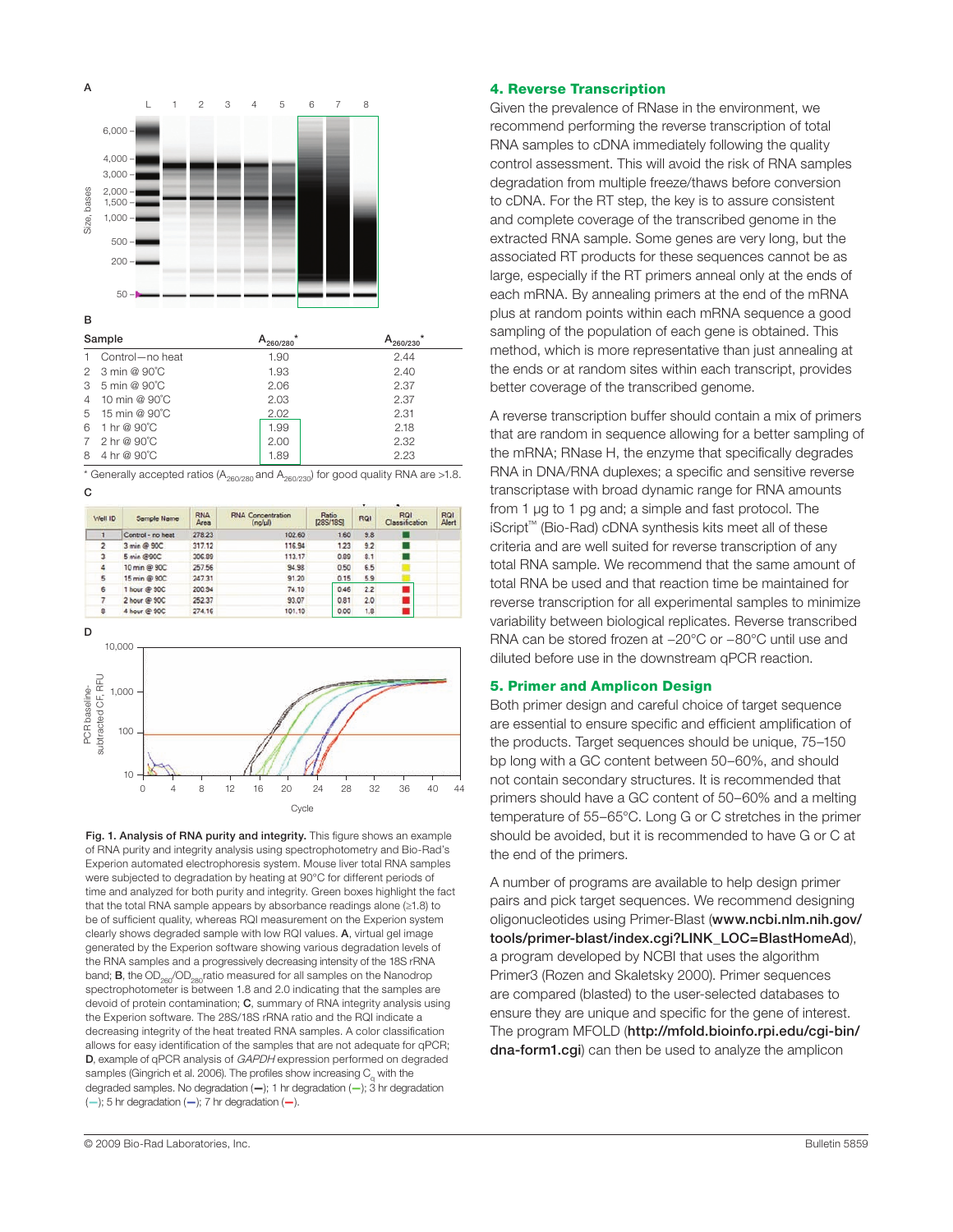A

B

| Sample | $A_{260/280}$* | $A_{260/230}$* |
|---|---|---|
| 1 Control—no heat | 1.90 | 2.44 |
| 2 3 min @ 90°C | 1.93 | 2.40 |
| 3 5 min @ 90°C | 2.06 | 2.37 |
| 4 10 min @ 90°C | 2.03 | 2.37 |
| 5 15 min @ 90°C | 2.02 | 2.31 |
| 6 1 hr @ 90°C | 1.99 | 2.18 |
| 7 2 hr @ 90°C | 2.00 | 2.32 |
| 8 4 hr @ 90°C | 1.89 | 2.23 |

* Generally accepted ratios ($A_{260/280}$ and $A_{260/230}$) for good quality RNA are >1.8.

C

| Well ID | Sample Name | RNA Area | RNA Concentration (ng/µl) | Ratio [28S/18S] | RQI | RQI Classification | RQI Alert |
|---|---|---|---|---|---|---|---|
| 1 | Control - no heat | 278.23 | 102.60 | 1.60 | 9.8 | | |
| 2 | 3 min @ 90C | 317.12 | 116.94 | 1.23 | 9.2 | | |
| 3 | 5 min @90C | 306.89 | 113.17 | 0.89 | 8.1 | | |
| 4 | 10 min @ 90C | 257.56 | 94.98 | 0.50 | 6.5 | | |
| 5 | 15 min @ 90C | 247.31 | 91.20 | 0.15 | 5.9 | | |
| 6 | 1 hour @ 90C | 200.94 | 74.10 | 0.46 | 2.2 | | |
| 7 | 2 hour @ 90C | 252.37 | 93.07 | 0.81 | 2.0 | | |
| 8 | 4 hour @ 90C | 274.16 | 101.10 | 0.00 | 1.8 | | |

D

**Fig. 1. Analysis of RNA purity and integrity.** This figure shows an example of RNA purity and integrity analysis using spectrophotometry and Bio-Rad's Experion automated electrophoresis system. Mouse liver total RNA samples were subjected to degradation by heating at 90°C for different periods of time and analyzed for both purity and integrity. Green boxes highlight the fact that the total RNA sample appears by absorbance readings alone (≥1.8) to be of sufficient quality, whereas RQI measurement on the Experion system clearly shows degraded sample with low RQI values. **A**, virtual gel image generated by the Experion software showing various degradation levels of the RNA samples and a progressively decreasing intensity of the 18S rRNA band; **B**, the $OD_{260}/OD_{280}$ratio measured for all samples on the Nanodrop spectrophotometer is between 1.8 and 2.0 indicating that the samples are devoid of protein contamination; **C**, summary of RNA integrity analysis using the Experion software. The 28S/18S rRNA ratio and the RQI indicate a decreasing integrity of the heat treated RNA samples. A color classification allows for easy identification of the samples that are not adequate for qPCR; **D**, example of qPCR analysis of *GAPDH* expression performed on degraded samples (Gingrich et al. 2006). The profiles show increasing $C_q$ with the degraded samples. No degradation (—); 1 hr degradation (—); 3 hr degradation (—); 5 hr degradation (—); 7 hr degradation (—).

## 4. Reverse Transcription

Given the prevalence of RNase in the environment, we recommend performing the reverse transcription of total RNA samples to cDNA immediately following the quality control assessment. This will avoid the risk of RNA samples degradation from multiple freeze/thaws before conversion to cDNA. For the RT step, the key is to assure consistent and complete coverage of the transcribed genome in the extracted RNA sample. Some genes are very long, but the associated RT products for these sequences cannot be as large, especially if the RT primers anneal only at the ends of each mRNA. By annealing primers at the end of the mRNA plus at random points within each mRNA sequence a good sampling of the population of each gene is obtained. This method, which is more representative than just annealing at the ends or at random sites within each transcript, provides better coverage of the transcribed genome.

A reverse transcription buffer should contain a mix of primers that are random in sequence allowing for a better sampling of the mRNA; RNase H, the enzyme that specifically degrades RNA in DNA/RNA duplexes; a specific and sensitive reverse transcriptase with broad dynamic range for RNA amounts from 1 µg to 1 pg and; a simple and fast protocol. The iScript™ (Bio-Rad) cDNA synthesis kits meet all of these criteria and are well suited for reverse transcription of any total RNA sample. We recommend that the same amount of total RNA be used and that reaction time be maintained for reverse transcription for all experimental samples to minimize variability between biological replicates. Reverse transcribed RNA can be stored frozen at –20°C or –80°C until use and diluted before use in the downstream qPCR reaction.

## 5. Primer and Amplicon Design

Both primer design and careful choice of target sequence are essential to ensure specific and efficient amplification of the products. Target sequences should be unique, 75–150 bp long with a GC content between 50–60%, and should not contain secondary structures. It is recommended that primers should have a GC content of 50–60% and a melting temperature of 55–65°C. Long G or C stretches in the primer should be avoided, but it is recommended to have G or C at the end of the primers.

A number of programs are available to help design primer pairs and pick target sequences. We recommend designing oligonucleotides using Primer-Blast (**www.ncbi.nlm.nih.gov/tools/primer-blast/index.cgi?LINK_LOC=BlastHomeAd**), a program developed by NCBI that uses the algorithm Primer3 (Rozen and Skaletsky 2000). Primer sequences are compared (blasted) to the user-selected databases to ensure they are unique and specific for the gene of interest. The program MFOLD (**http://mfold.bioinfo.rpi.edu/cgi-bin/dna-form1.cgi**) can then be used to analyze the amplicon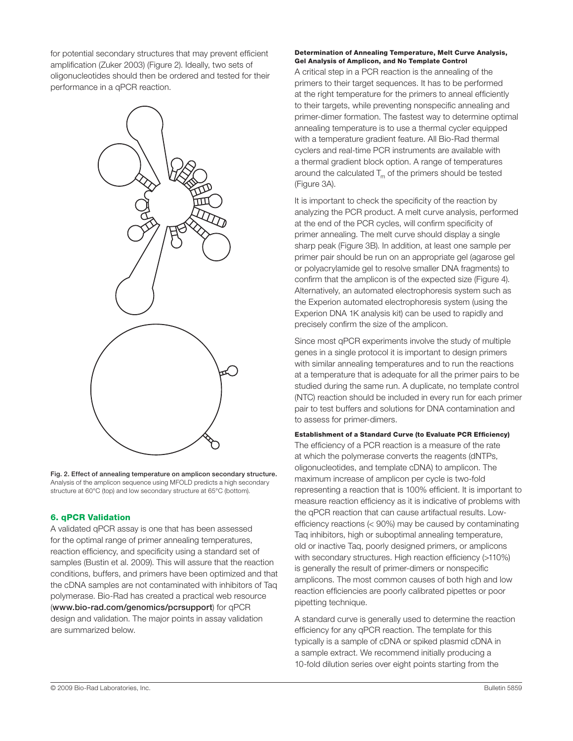for potential secondary structures that may prevent efficient amplification (Zuker 2003) (Figure 2). Ideally, two sets of oligonucleotides should then be ordered and tested for their performance in a qPCR reaction.

**Fig. 2. Effect of annealing temperature on amplicon secondary structure.** Analysis of the amplicon sequence using MFOLD predicts a high secondary structure at 60°C (top) and low secondary structure at 65°C (bottom).

## 6. qPCR Validation

A validated qPCR assay is one that has been assessed for the optimal range of primer annealing temperatures, reaction efficiency, and specificity using a standard set of samples (Bustin et al. 2009). This will assure that the reaction conditions, buffers, and primers have been optimized and that the cDNA samples are not contaminated with inhibitors of Taq polymerase. Bio-Rad has created a practical web resource (**www.bio-rad.com/genomics/pcrsupport**) for qPCR design and validation. The major points in assay validation are summarized below.

#### Determination of Annealing Temperature, Melt Curve Analysis, Gel Analysis of Amplicon, and No Template Control

A critical step in a PCR reaction is the annealing of the primers to their target sequences. It has to be performed at the right temperature for the primers to anneal efficiently to their targets, while preventing nonspecific annealing and primer-dimer formation. The fastest way to determine optimal annealing temperature is to use a thermal cycler equipped with a temperature gradient feature. All Bio-Rad thermal cyclers and real-time PCR instruments are available with a thermal gradient block option. A range of temperatures around the calculated $T_m$ of the primers should be tested (Figure 3A).

It is important to check the specificity of the reaction by analyzing the PCR product. A melt curve analysis, performed at the end of the PCR cycles, will confirm specificity of primer annealing. The melt curve should display a single sharp peak (Figure 3B). In addition, at least one sample per primer pair should be run on an appropriate gel (agarose gel or polyacrylamide gel to resolve smaller DNA fragments) to confirm that the amplicon is of the expected size (Figure 4). Alternatively, an automated electrophoresis system such as the Experion automated electrophoresis system (using the Experion DNA 1K analysis kit) can be used to rapidly and precisely confirm the size of the amplicon.

Since most qPCR experiments involve the study of multiple genes in a single protocol it is important to design primers with similar annealing temperatures and to run the reactions at a temperature that is adequate for all the primer pairs to be studied during the same run. A duplicate, no template control (NTC) reaction should be included in every run for each primer pair to test buffers and solutions for DNA contamination and to assess for primer-dimers.

#### Establishment of a Standard Curve (to Evaluate PCR Efficiency)

The efficiency of a PCR reaction is a measure of the rate at which the polymerase converts the reagents (dNTPs, oligonucleotides, and template cDNA) to amplicon. The maximum increase of amplicon per cycle is two-fold representing a reaction that is 100% efficient. It is important to measure reaction efficiency as it is indicative of problems with the qPCR reaction that can cause artifactual results. Low-efficiency reactions (< 90%) may be caused by contaminating Taq inhibitors, high or suboptimal annealing temperature, old or inactive Taq, poorly designed primers, or amplicons with secondary structures. High reaction efficiency (>110%) is generally the result of primer-dimers or nonspecific amplicons. The most common causes of both high and low reaction efficiencies are poorly calibrated pipettes or poor pipetting technique.

A standard curve is generally used to determine the reaction efficiency for any qPCR reaction. The template for this typically is a sample of cDNA or spiked plasmid cDNA in a sample extract. We recommend initially producing a 10-fold dilution series over eight points starting from the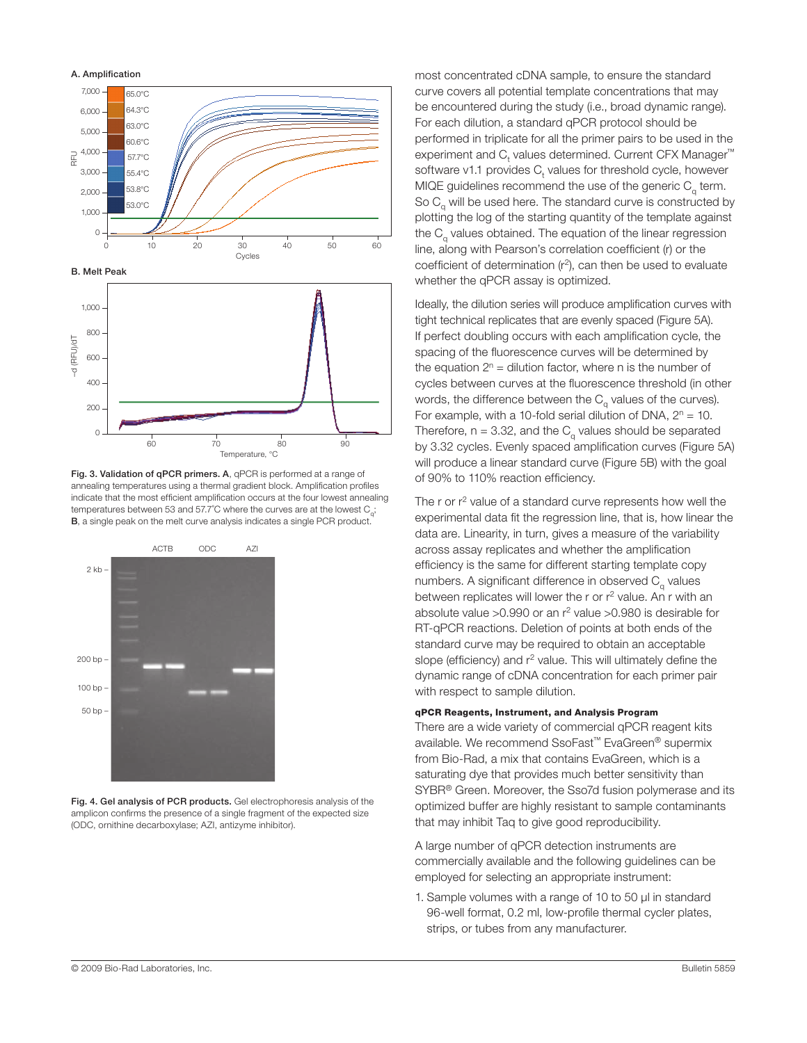Fig. 3. Validation of qPCR primers. A, qPCR is performed at a range of annealing temperatures using a thermal gradient block. Amplification profiles indicate that the most efficient amplification occurs at the four lowest annealing temperatures between 53 and 57.7°C where the curves are at the lowest $C_q$; B, a single peak on the melt curve analysis indicates a single PCR product.

**Fig. 4. Gel analysis of PCR products.** Gel electrophoresis analysis of the amplicon confirms the presence of a single fragment of the expected size (ODC, ornithine decarboxylase; AZI, antizyme inhibitor).

most concentrated cDNA sample, to ensure the standard curve covers all potential template concentrations that may be encountered during the study (i.e., broad dynamic range). For each dilution, a standard qPCR protocol should be performed in triplicate for all the primer pairs to be used in the experiment and $C_t$ values determined. Current CFX Manager™ software v1.1 provides $C_t$ values for threshold cycle, however MIQE guidelines recommend the use of the generic $C_q$ term. So $C_q$ will be used here. The standard curve is constructed by plotting the log of the starting quantity of the template against the $C_q$ values obtained. The equation of the linear regression line, along with Pearson's correlation coefficient (r) or the coefficient of determination ($r^2$), can then be used to evaluate whether the qPCR assay is optimized.

Ideally, the dilution series will produce amplification curves with tight technical replicates that are evenly spaced (Figure 5A). If perfect doubling occurs with each amplification cycle, the spacing of the fluorescence curves will be determined by the equation $2^n$ = dilution factor, where n is the number of cycles between curves at the fluorescence threshold (in other words, the difference between the $C_q$ values of the curves). For example, with a 10-fold serial dilution of DNA, $2^n = 10$. Therefore, $n = 3.32$, and the $C_q$ values should be separated by 3.32 cycles. Evenly spaced amplification curves (Figure 5A) will produce a linear standard curve (Figure 5B) with the goal of 90% to 110% reaction efficiency.

The r or $r^2$ value of a standard curve represents how well the experimental data fit the regression line, that is, how linear the data are. Linearity, in turn, gives a measure of the variability across assay replicates and whether the amplification efficiency is the same for different starting template copy numbers. A significant difference in observed $C_q$ values between replicates will lower the r or $r^2$ value. An r with an absolute value >0.990 or an $r^2$ value >0.980 is desirable for RT-qPCR reactions. Deletion of points at both ends of the standard curve may be required to obtain an acceptable slope (efficiency) and $r^2$ value. This will ultimately define the dynamic range of cDNA concentration for each primer pair with respect to sample dilution.

#### qPCR Reagents, Instrument, and Analysis Program

There are a wide variety of commercial qPCR reagent kits available. We recommend SsoFast™ EvaGreen® supermix from Bio-Rad, a mix that contains EvaGreen, which is a saturating dye that provides much better sensitivity than SYBR® Green. Moreover, the Sso7d fusion polymerase and its optimized buffer are highly resistant to sample contaminants that may inhibit Taq to give good reproducibility.

A large number of qPCR detection instruments are commercially available and the following guidelines can be employed for selecting an appropriate instrument:

1. Sample volumes with a range of 10 to 50 µl in standard 96-well format, 0.2 ml, low-profile thermal cycler plates, strips, or tubes from any manufacturer.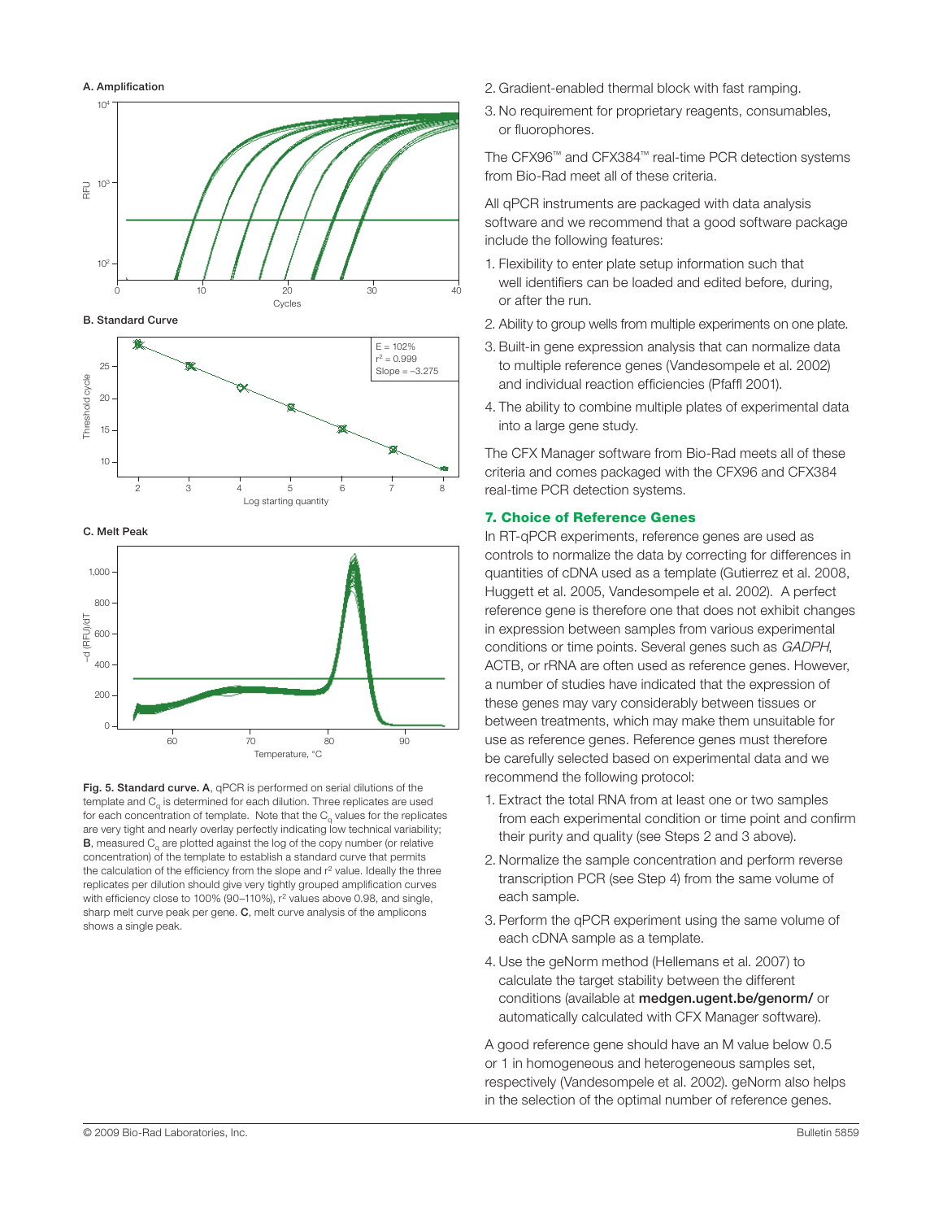A. Amplification

B. Standard Curve

C. Melt Peak

**Fig. 5. Standard curve. A**, qPCR is performed on serial dilutions of the template and $C_q$ is determined for each dilution. Three replicates are used for each concentration of template. Note that the $C_q$ values for the replicates are very tight and nearly overlay perfectly indicating low technical variability; **B**, measured $C_q$ are plotted against the log of the copy number (or relative concentration) of the template to establish a standard curve that permits the calculation of the efficiency from the slope and $r^2$ value. Ideally the three replicates per dilution should give very tightly grouped amplification curves with efficiency close to 100% (90–110%), $r^2$ values above 0.98, and single, sharp melt curve peak per gene. **C**, melt curve analysis of the amplicons shows a single peak.

2. Gradient-enabled thermal block with fast ramping.
3. No requirement for proprietary reagents, consumables, or fluorophores.

The CFX96™ and CFX384™ real-time PCR detection systems from Bio-Rad meet all of these criteria.

All qPCR instruments are packaged with data analysis software and we recommend that a good software package include the following features:

1. Flexibility to enter plate setup information such that well identifiers can be loaded and edited before, during, or after the run.
2. Ability to group wells from multiple experiments on one plate.
3. Built-in gene expression analysis that can normalize data to multiple reference genes (Vandesompele et al. 2002) and individual reaction efficiencies (Pfaffl 2001).
4. The ability to combine multiple plates of experimental data into a large gene study.

The CFX Manager software from Bio-Rad meets all of these criteria and comes packaged with the CFX96 and CFX384 real-time PCR detection systems.

## 7. Choice of Reference Genes

In RT-qPCR experiments, reference genes are used as controls to normalize the data by correcting for differences in quantities of cDNA used as a template (Gutierrez et al. 2008, Huggett et al. 2005, Vandesompele et al. 2002). A perfect reference gene is therefore one that does not exhibit changes in expression between samples from various experimental conditions or time points. Several genes such as *GADPH*, ACTB, or rRNA are often used as reference genes. However, a number of studies have indicated that the expression of these genes may vary considerably between tissues or between treatments, which may make them unsuitable for use as reference genes. Reference genes must therefore be carefully selected based on experimental data and we recommend the following protocol:

1. Extract the total RNA from at least one or two samples from each experimental condition or time point and confirm their purity and quality (see Steps 2 and 3 above).
2. Normalize the sample concentration and perform reverse transcription PCR (see Step 4) from the same volume of each sample.
3. Perform the qPCR experiment using the same volume of each cDNA sample as a template.
4. Use the geNorm method (Hellemans et al. 2007) to calculate the target stability between the different conditions (available at **medgen.ugent.be/genorm/** or automatically calculated with CFX Manager software).

A good reference gene should have an M value below 0.5 or 1 in homogeneous and heterogeneous samples set, respectively (Vandesompele et al. 2002). geNorm also helps in the selection of the optimal number of reference genes.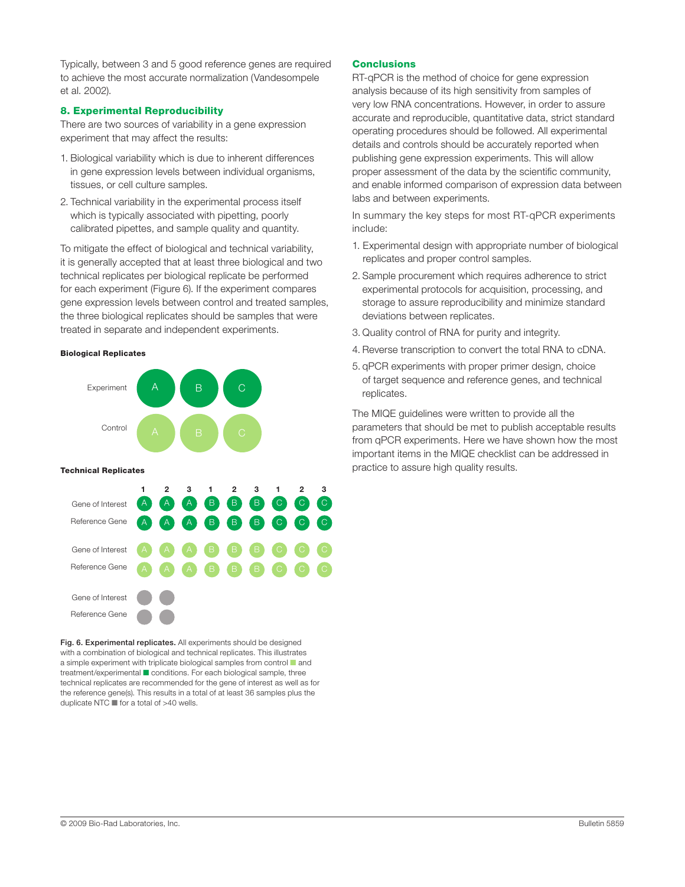Typically, between 3 and 5 good reference genes are required to achieve the most accurate normalization (Vandesompele et al. 2002).

### 8. Experimental Reproducibility

There are two sources of variability in a gene expression experiment that may affect the results:

1. Biological variability which is due to inherent differences in gene expression levels between individual organisms, tissues, or cell culture samples.
2. Technical variability in the experimental process itself which is typically associated with pipetting, poorly calibrated pipettes, and sample quality and quantity.

To mitigate the effect of biological and technical variability, it is generally accepted that at least three biological and two technical replicates per biological replicate be performed for each experiment (Figure 6). If the experiment compares gene expression levels between control and treated samples, the three biological replicates should be samples that were treated in separate and independent experiments.

**Biological Replicates**

| | | | |
|---|---|---|---|
| Experiment | A | B | C |
| Control | A | B | C |

**Technical Replicates**

| | 1 | 2 | 3 | 1 | 2 | 3 | 1 | 2 | 3 |
|---|---|---|---|---|---|---|---|---|---|
| Gene of Interest | A | A | A | B | B | B | C | C | C |
| Reference Gene | A | A | A | B | B | B | C | C | C |
| Gene of Interest | A | A | A | B | B | B | C | C | C |
| Reference Gene | A | A | A | B | B | B | C | C | C |
| Gene of Interest | ● | ● | | | | | | | |
| Reference Gene | ● | ● | | | | | | | |

**Fig. 6. Experimental replicates.** All experiments should be designed with a combination of biological and technical replicates. This illustrates a simple experiment with triplicate biological samples from control ■ and treatment/experimental ■ conditions. For each biological sample, three technical replicates are recommended for the gene of interest as well as for the reference gene(s). This results in a total of at least 36 samples plus the duplicate NTC ■ for a total of >40 wells.

### Conclusions

RT-qPCR is the method of choice for gene expression analysis because of its high sensitivity from samples of very low RNA concentrations. However, in order to assure accurate and reproducible, quantitative data, strict standard operating procedures should be followed. All experimental details and controls should be accurately reported when publishing gene expression experiments. This will allow proper assessment of the data by the scientific community, and enable informed comparison of expression data between labs and between experiments.

In summary the key steps for most RT-qPCR experiments include:

1. Experimental design with appropriate number of biological replicates and proper control samples.
2. Sample procurement which requires adherence to strict experimental protocols for acquisition, processing, and storage to assure reproducibility and minimize standard deviations between replicates.
3. Quality control of RNA for purity and integrity.
4. Reverse transcription to convert the total RNA to cDNA.
5. qPCR experiments with proper primer design, choice of target sequence and reference genes, and technical replicates.

The MIQE guidelines were written to provide all the parameters that should be met to publish acceptable results from qPCR experiments. Here we have shown how the most important items in the MIQE checklist can be addressed in practice to assure high quality results.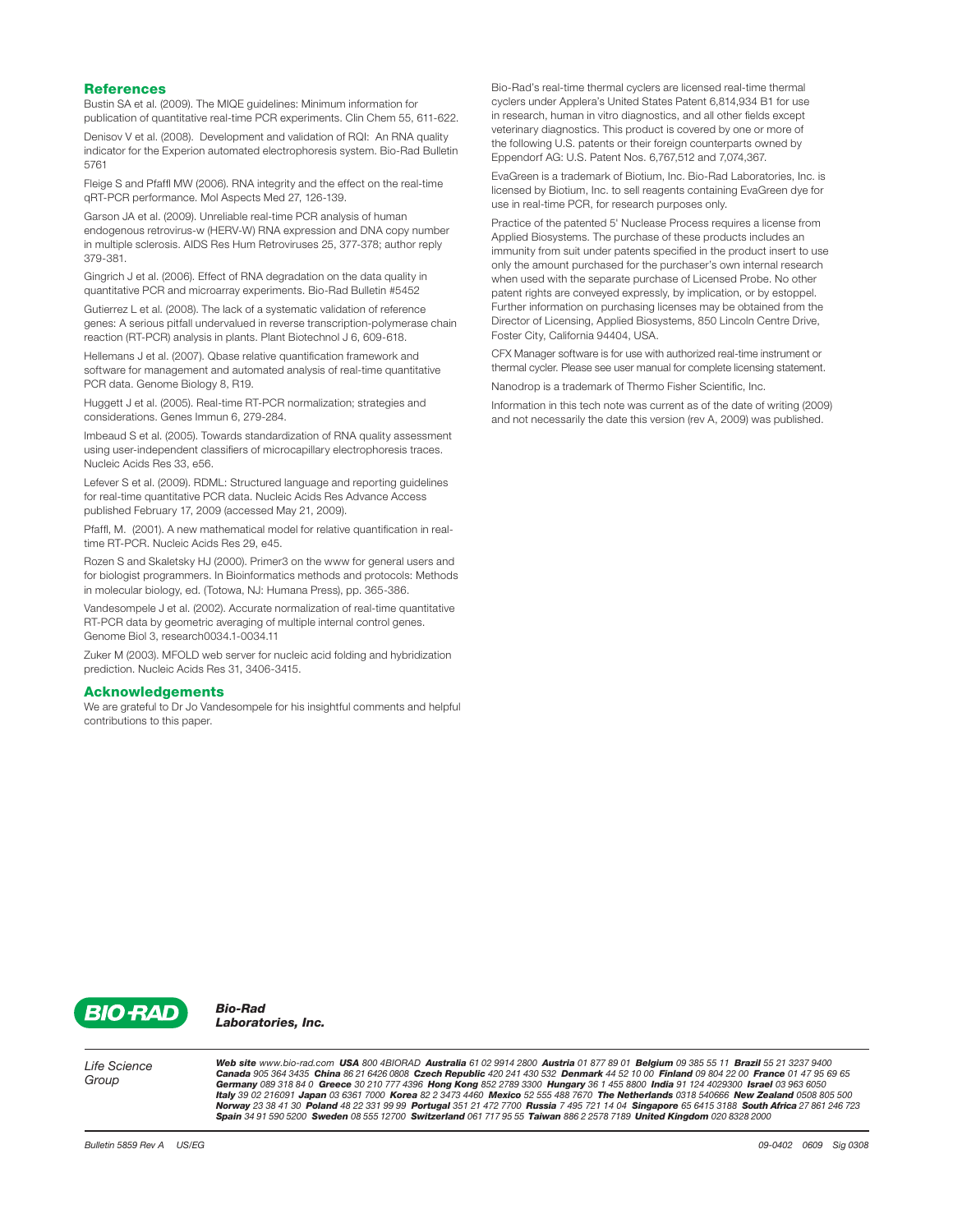## References

Bustin SA et al. (2009). The MIQE guidelines: Minimum information for publication of quantitative real-time PCR experiments. Clin Chem 55, 611-622.

Denisov V et al. (2008). Development and validation of RQI: An RNA quality indicator for the Experion automated electrophoresis system. Bio-Rad Bulletin 5761

Fleige S and Pfaffl MW (2006). RNA integrity and the effect on the real-time qRT-PCR performance. Mol Aspects Med 27, 126-139.

Garson JA et al. (2009). Unreliable real-time PCR analysis of human endogenous retrovirus-w (HERV-W) RNA expression and DNA copy number in multiple sclerosis. AIDS Res Hum Retroviruses 25, 377-378; author reply 379-381.

Gingrich J et al. (2006). Effect of RNA degradation on the data quality in quantitative PCR and microarray experiments. Bio-Rad Bulletin #5452

Gutierrez L et al. (2008). The lack of a systematic validation of reference genes: A serious pitfall undervalued in reverse transcription-polymerase chain reaction (RT-PCR) analysis in plants. Plant Biotechnol J 6, 609-618.

Hellemans J et al. (2007). Qbase relative quantification framework and software for management and automated analysis of real-time quantitative PCR data. Genome Biology 8, R19.

Huggett J et al. (2005). Real-time RT-PCR normalization; strategies and considerations. Genes Immun 6, 279-284.

Imbeaud S et al. (2005). Towards standardization of RNA quality assessment using user-independent classifiers of microcapillary electrophoresis traces. Nucleic Acids Res 33, e56.

Lefever S et al. (2009). RDML: Structured language and reporting guidelines for real-time quantitative PCR data. Nucleic Acids Res Advance Access published February 17, 2009 (accessed May 21, 2009).

Pfaffl, M. (2001). A new mathematical model for relative quantification in real-time RT-PCR. Nucleic Acids Res 29, e45.

Rozen S and Skaletsky HJ (2000). Primer3 on the www for general users and for biologist programmers. In Bioinformatics methods and protocols: Methods in molecular biology, ed. (Totowa, NJ: Humana Press), pp. 365-386.

Vandesompele J et al. (2002). Accurate normalization of real-time quantitative RT-PCR data by geometric averaging of multiple internal control genes. Genome Biol 3, research0034.1-0034.11

Zuker M (2003). MFOLD web server for nucleic acid folding and hybridization prediction. Nucleic Acids Res 31, 3406-3415.

## Acknowledgements

We are grateful to Dr Jo Vandesompele for his insightful comments and helpful contributions to this paper.

Bio-Rad's real-time thermal cyclers are licensed real-time thermal cyclers under Applera's United States Patent 6,814,934 B1 for use in research, human in vitro diagnostics, and all other fields except veterinary diagnostics. This product is covered by one or more of the following U.S. patents or their foreign counterparts owned by Eppendorf AG: U.S. Patent Nos. 6,767,512 and 7,074,367.

EvaGreen is a trademark of Biotium, Inc. Bio-Rad Laboratories, Inc. is licensed by Biotium, Inc. to sell reagents containing EvaGreen dye for use in real-time PCR, for research purposes only.

Practice of the patented 5' Nuclease Process requires a license from Applied Biosystems. The purchase of these products includes an immunity from suit under patents specified in the product insert to use only the amount purchased for the purchaser's own internal research when used with the separate purchase of Licensed Probe. No other patent rights are conveyed expressly, by implication, or by estoppel. Further information on purchasing licenses may be obtained from the Director of Licensing, Applied Biosystems, 850 Lincoln Centre Drive, Foster City, California 94404, USA.

CFX Manager software is for use with authorized real-time instrument or thermal cycler. Please see user manual for complete licensing statement.

Nanodrop is a trademark of Thermo Fisher Scientific, Inc.

Information in this tech note was current as of the date of writing (2009) and not necessarily the date this version (rev A, 2009) was published.

***Bio-Rad Laboratories, Inc.***

*Life Science Group*

***Web site*** *www.bio-rad.com* ***USA*** *800 4BIORAD* ***Australia*** *61 02 9914 2800* ***Austria*** *01 877 89 01* ***Belgium*** *09 385 55 11* ***Brazil*** *55 21 3237 9400* ***Canada*** *905 364 3435* ***China*** *86 21 6426 0808* ***Czech Republic*** *420 241 430 532* ***Denmark*** *44 52 10 00* ***Finland*** *09 804 22 00* ***France*** *01 47 95 69 65* ***Germany*** *089 318 84 0* ***Greece*** *30 210 777 4396* ***Hong Kong*** *852 2789 3300* ***Hungary*** *36 1 455 8800* ***India*** *91 124 4029300* ***Israel*** *03 963 6050* ***Italy*** *39 02 216091* ***Japan*** *03 6361 7000* ***Korea*** *82 2 3473 4460* ***Mexico*** *52 555 488 7670* ***The Netherlands*** *0318 540666* ***New Zealand*** *0508 805 500* ***Norway*** *23 38 41 30* ***Poland*** *48 22 331 99 99* ***Portugal*** *351 21 472 7700* ***Russia*** *7 495 721 14 04* ***Singapore*** *65 6415 3188* ***South Africa*** *27 861 246 723* ***Spain*** *34 91 590 5200* ***Sweden*** *08 555 12700* ***Switzerland*** *061 717 95 55* ***Taiwan*** *886 2 2578 7189* ***United Kingdom*** *020 8328 2000*

*Bulletin 5859 Rev A US/EG* *09-0402 0609 Sig 0308*